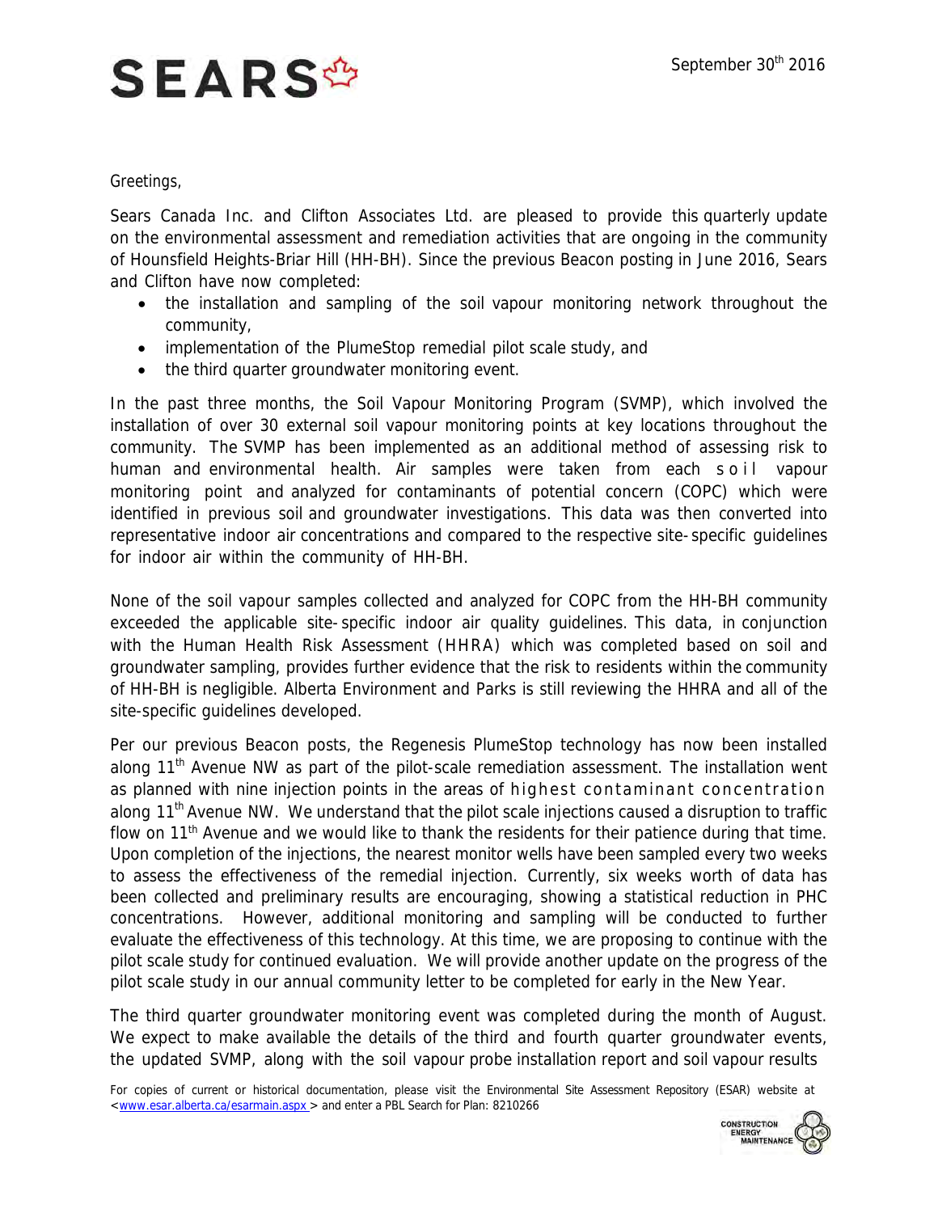**SEARS**

September 30th 2016

Greetings,

Sears Canada Inc. and Clifton Associates Ltd. are pleased to provide this quarterly update on the environmental assessment and remediation activities that are ongoing in the community of Hounsfield Heights-Briar Hill (HH-BH). Since the previous Beacon posting in June 2016, Sears and Clifton have now completed:

- the installation and sampling of the soil vapour monitoring network throughout the community,
- implementation of the PlumeStop remedial pilot scale study, and
- the third quarter groundwater monitoring event.

In the past three months, the Soil Vapour Monitoring Program (SVMP), which involved the installation of over 30 external soil vapour monitoring points at key locations throughout the community. The SVMP has been implemented as an additional method of assessing risk to human and environmental health. Air samples were taken from each soil vapour monitoring point and analyzed for contaminants of potential concern (COPC) which were identified in previous soil and groundwater investigations. This data was then converted into representative indoor air concentrations and compared to the respective site-specific guidelines for indoor air within the community of HH-BH.

None of the soil vapour samples collected and analyzed for COPC from the HH-BH community exceeded the applicable site-specific indoor air quality guidelines. This data, in conjunction with the Human Health Risk Assessment (HHRA) which was completed based on soil and groundwater sampling, provides further evidence that the risk to residents within the community of HH-BH is negligible. Alberta Environment and Parks is still reviewing the HHRA and all of the site-specific guidelines developed.

Per our previous Beacon posts, the Regenesis PlumeStop technology has now been installed along 11th Avenue NW as part of the pilot-scale remediation assessment. The installation went as planned with nine injection points in the areas of highest contaminant concentration along 11th Avenue NW. We understand that the pilot scale injections caused a disruption to traffic flow on 11th Avenue and we would like to thank the residents for their patience during that time. Upon completion of the injections, the nearest monitor wells have been sampled every two weeks to assess the effectiveness of the remedial injection. Currently, six weeks worth of data has been collected and preliminary results are encouraging, showing a statistical reduction in PHC concentrations. However, additional monitoring and sampling will be conducted to further evaluate the effectiveness of this technology. At this time, we are proposing to continue with the pilot scale study for continued evaluation. We will provide another update on the progress of the pilot scale study in our annual community letter to be completed for early in the New Year.

The third quarter groundwater monitoring event was completed during the month of August. We expect to make available the details of the third and fourth quarter groundwater events, the updated SVMP, along with the soil vapour probe installation report and soil vapour results

For copies of current or historical documentation, please visit the Environmental Site Assessment Repository (ESAR) website at <www.esar.alberta.ca/esarmain.aspx > and enter a PBL Search for Plan: 8210266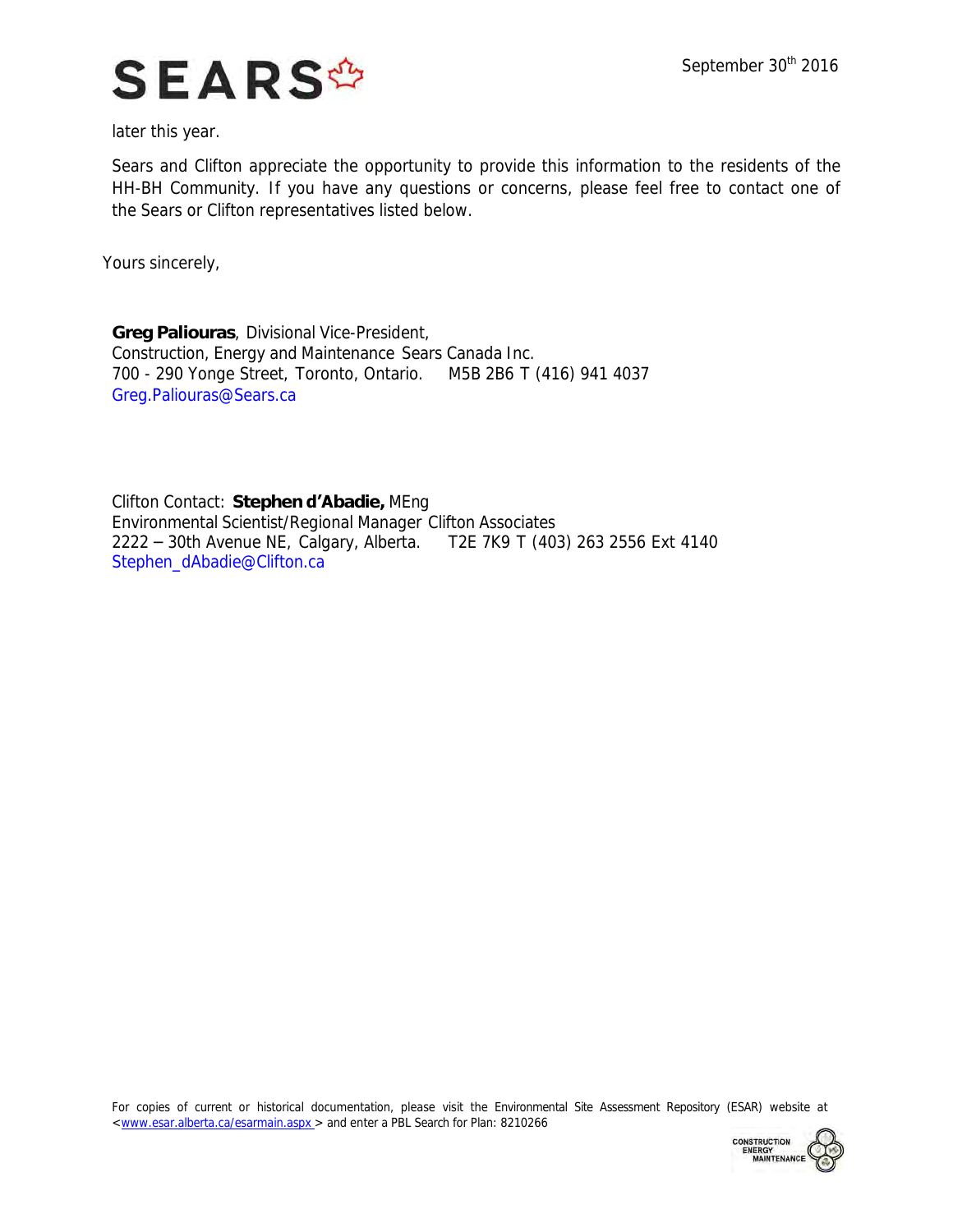later this year.

Sears and Clifton appreciate the opportunity to provide this information to the residents of the HH-BH Community. If you have any questions or concerns, please feel free to contact one of the Sears or Clifton representatives listed below.

Yours sincerely,

**Greg Paliouras**, Divisional Vice-President,
Construction, Energy and Maintenance Sears Canada Inc.
700 - 290 Yonge Street, Toronto, Ontario. M5B 2B6 T (416) 941 4037
Greg.Paliouras@Sears.ca

Clifton Contact: **Stephen d'Abadie,** MEng
Environmental Scientist/Regional Manager Clifton Associates
2222 – 30th Avenue NE, Calgary, Alberta. T2E 7K9 T (403) 263 2556 Ext 4140
Stephen_dAbadie@Clifton.ca

For copies of current or historical documentation, please visit the Environmental Site Assessment Repository (ESAR) website at <www.esar.alberta.ca/esarmain.aspx > and enter a PBL Search for Plan: 8210266